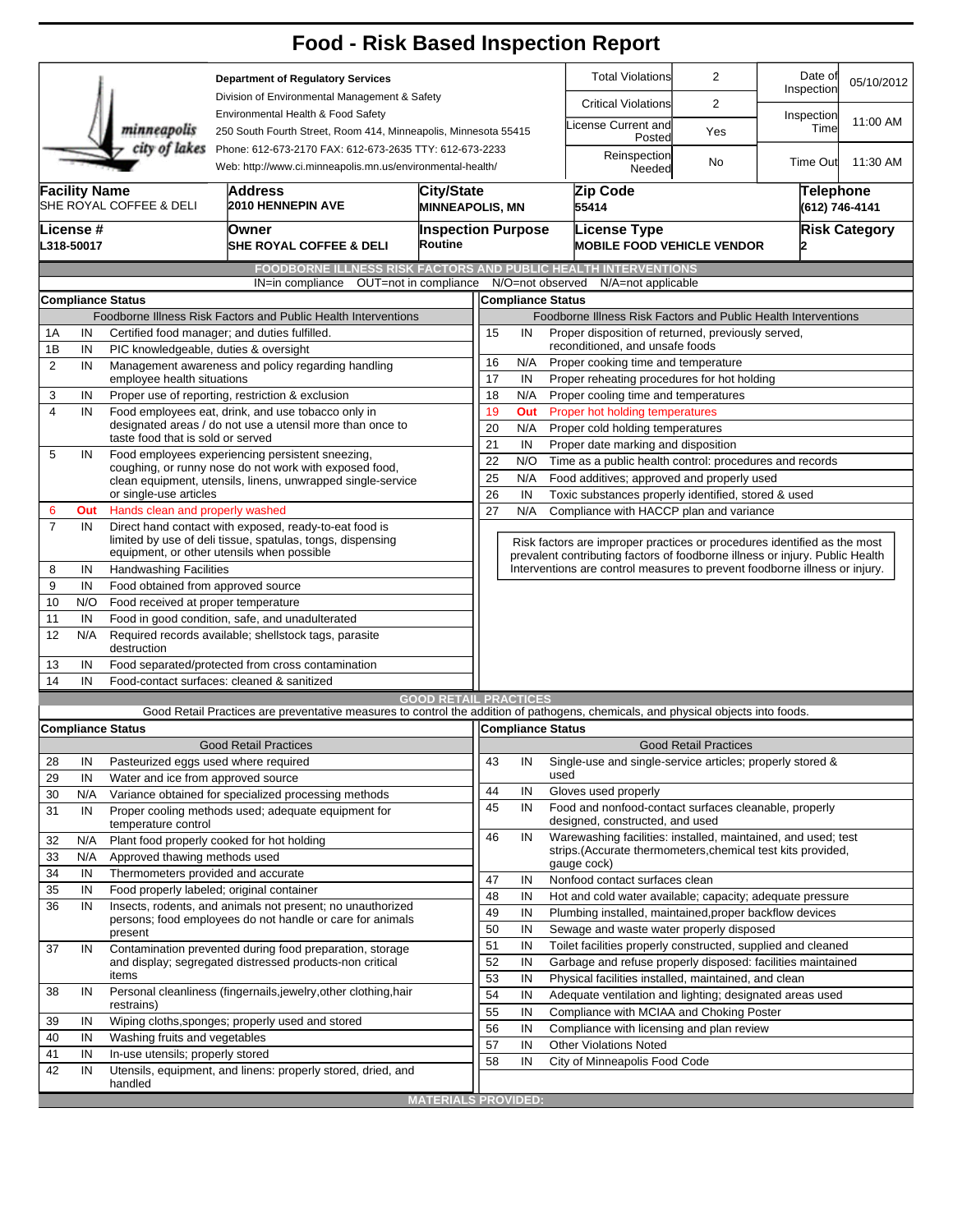# Food - Risk Based Inspection Report

**Department of Regulatory Services**
Division of Environmental Management & Safety
Environmental Health & Food Safety
250 South Fourth Street, Room 414, Minneapolis, Minnesota 55415
Phone: 612-673-2170 FAX: 612-673-2635 TTY: 612-673-2233
Web: http://www.ci.minneapolis.mn.us/environmental-health/

| | | | |
|---|---|---|---|
| Total Violations | 2 | Date of Inspection | 05/10/2012 |
| Critical Violations | 2 | Inspection Time | 11:00 AM |
| License Current and Posted | Yes | | |
| Reinspection Needed | No | Time Out | 11:30 AM |

| Facility Name | Address | City/State | Zip Code | Telephone |
|---|---|---|---|---|
| SHE ROYAL COFFEE & DELI | 2010 HENNEPIN AVE | MINNEAPOLIS, MN | 55414 | (612) 746-4141 |

| License # | Owner | Inspection Purpose | License Type | Risk Category |
|---|---|---|---|---|
| L318-50017 | SHE ROYAL COFFEE & DELI | Routine | MOBILE FOOD VEHICLE VENDOR | 2 |

## FOODBORNE ILLNESS RISK FACTORS AND PUBLIC HEALTH INTERVENTIONS

IN=in compliance OUT=not in compliance N/O=not observed N/A=not applicable

**Compliance Status**

Foodborne Illness Risk Factors and Public Health Interventions

| # | Status | Item |
|---|---|---|
| 1A | IN | Certified food manager; and duties fulfilled. |
| 1B | IN | PIC knowledgeable, duties & oversight |
| 2 | IN | Management awareness and policy regarding handling employee health situations |
| 3 | IN | Proper use of reporting, restriction & exclusion |
| 4 | IN | Food employees eat, drink, and use tobacco only in designated areas / do not use a utensil more than once to taste food that is sold or served |
| 5 | IN | Food employees experiencing persistent sneezing, coughing, or runny nose do not work with exposed food, clean equipment, utensils, linens, unwrapped single-service or single-use articles |
| 6 | Out | Hands clean and properly washed |
| 7 | IN | Direct hand contact with exposed, ready-to-eat food is limited by use of deli tissue, spatulas, tongs, dispensing equipment, or other utensils when possible |
| 8 | IN | Handwashing Facilities |
| 9 | IN | Food obtained from approved source |
| 10 | N/O | Food received at proper temperature |
| 11 | IN | Food in good condition, safe, and unadulterated |
| 12 | N/A | Required records available; shellstock tags, parasite destruction |
| 13 | IN | Food separated/protected from cross contamination |
| 14 | IN | Food-contact surfaces: cleaned & sanitized |
| 15 | IN | Proper disposition of returned, previously served, reconditioned, and unsafe foods |
| 16 | N/A | Proper cooking time and temperature |
| 17 | IN | Proper reheating procedures for hot holding |
| 18 | N/A | Proper cooling time and temperatures |
| 19 | Out | Proper hot holding temperatures |
| 20 | N/A | Proper cold holding temperatures |
| 21 | IN | Proper date marking and disposition |
| 22 | N/O | Time as a public health control: procedures and records |
| 25 | N/A | Food additives; approved and properly used |
| 26 | IN | Toxic substances properly identified, stored & used |
| 27 | N/A | Compliance with HACCP plan and variance |

Risk factors are improper practices or procedures identified as the most prevalent contributing factors of foodborne illness or injury. Public Health Interventions are control measures to prevent foodborne illness or injury.

## GOOD RETAIL PRACTICES

Good Retail Practices are preventative measures to control the addition of pathogens, chemicals, and physical objects into foods.

**Compliance Status**

Good Retail Practices

| # | Status | Item |
|---|---|---|
| 28 | IN | Pasteurized eggs used where required |
| 29 | IN | Water and ice from approved source |
| 30 | N/A | Variance obtained for specialized processing methods |
| 31 | IN | Proper cooling methods used; adequate equipment for temperature control |
| 32 | N/A | Plant food properly cooked for hot holding |
| 33 | N/A | Approved thawing methods used |
| 34 | IN | Thermometers provided and accurate |
| 35 | IN | Food properly labeled; original container |
| 36 | IN | Insects, rodents, and animals not present; no unauthorized persons; food employees do not handle or care for animals present |
| 37 | IN | Contamination prevented during food preparation, storage and display; segregated distressed products-non critical items |
| 38 | IN | Personal cleanliness (fingernails,jewelry,other clothing,hair restrains) |
| 39 | IN | Wiping cloths,sponges; properly used and stored |
| 40 | IN | Washing fruits and vegetables |
| 41 | IN | In-use utensils; properly stored |
| 42 | IN | Utensils, equipment, and linens: properly stored, dried, and handled |
| 43 | IN | Single-use and single-service articles; properly stored & used |
| 44 | IN | Gloves used properly |
| 45 | IN | Food and nonfood-contact surfaces cleanable, properly designed, constructed, and used |
| 46 | IN | Warewashing facilities: installed, maintained, and used; test strips.(Accurate thermometers,chemical test kits provided, gauge cock) |
| 47 | IN | Nonfood contact surfaces clean |
| 48 | IN | Hot and cold water available; capacity; adequate pressure |
| 49 | IN | Plumbing installed, maintained,proper backflow devices |
| 50 | IN | Sewage and waste water properly disposed |
| 51 | IN | Toilet facilities properly constructed, supplied and cleaned |
| 52 | IN | Garbage and refuse properly disposed: facilities maintained |
| 53 | IN | Physical facilities installed, maintained, and clean |
| 54 | IN | Adequate ventilation and lighting; designated areas used |
| 55 | IN | Compliance with MCIAA and Choking Poster |
| 56 | IN | Compliance with licensing and plan review |
| 57 | IN | Other Violations Noted |
| 58 | IN | City of Minneapolis Food Code |

## MATERIALS PROVIDED: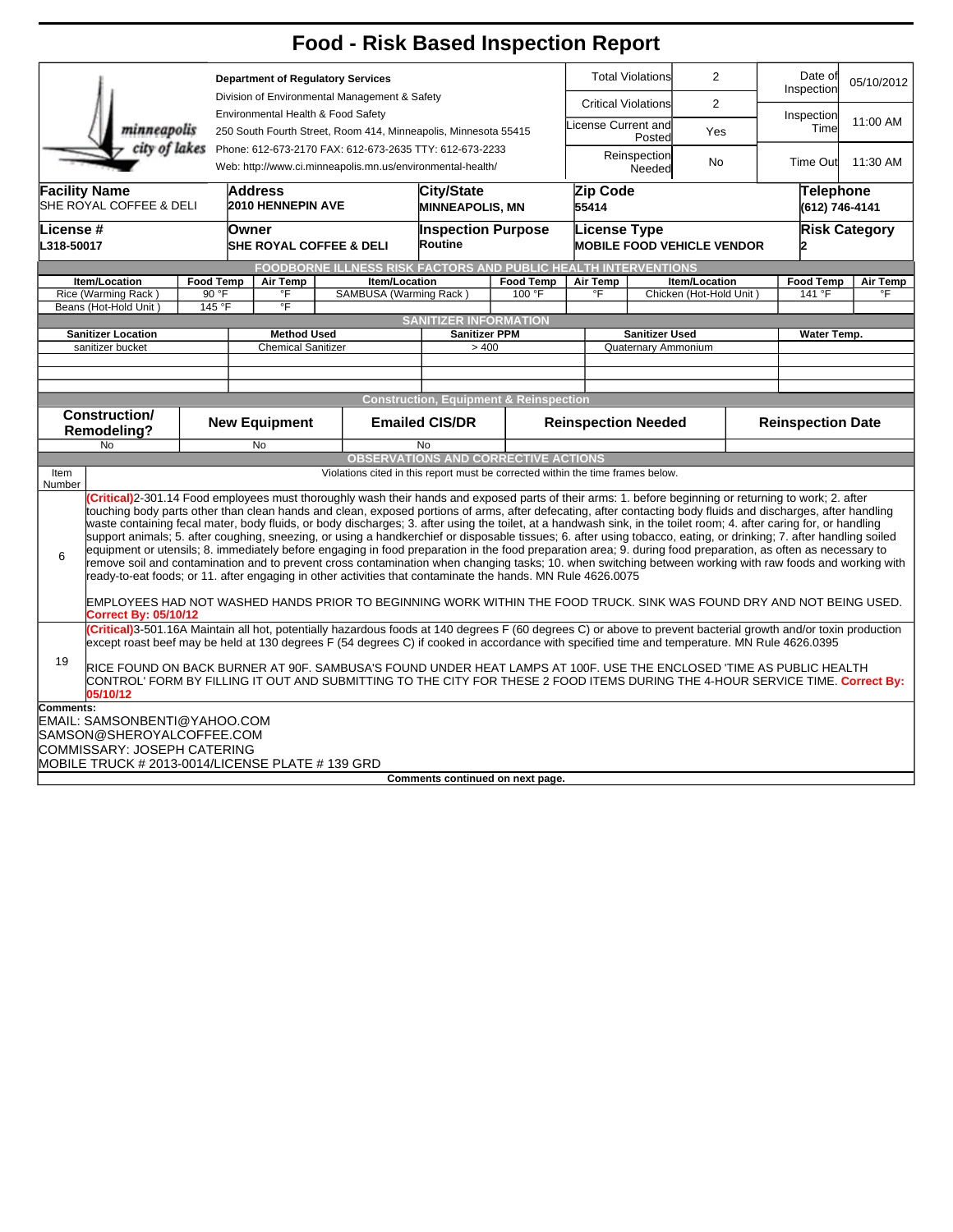# Food - Risk Based Inspection Report

| | |
|---|---|
| **Department of Regulatory Services** | |
| Division of Environmental Management & Safety | |
| Environmental Health & Food Safety | |
| 250 South Fourth Street, Room 414, Minneapolis, Minnesota 55415 | |
| Phone: 612-673-2170 FAX: 612-673-2635 TTY: 612-673-2233 | |
| Web: http://www.ci.minneapolis.mn.us/environmental-health/ | |

| Total Violations | 2 | Date of Inspection | 05/10/2012 |
|---|---|---|---|
| Critical Violations | 2 | Inspection Time | 11:00 AM |
| License Current and Posted | Yes | | |
| Reinspection Needed | No | Time Out | 11:30 AM |

| Facility Name | Address | City/State | Zip Code | Telephone |
|---|---|---|---|---|
| SHE ROYAL COFFEE & DELI | 2010 HENNEPIN AVE | MINNEAPOLIS, MN | 55414 | (612) 746-4141 |

| License # | Owner | Inspection Purpose | License Type | Risk Category |
|---|---|---|---|---|
| L318-50017 | SHE ROYAL COFFEE & DELI | Routine | MOBILE FOOD VEHICLE VENDOR | 2 |

## FOODBORNE ILLNESS RISK FACTORS AND PUBLIC HEALTH INTERVENTIONS

| Item/Location | Food Temp | Air Temp | Item/Location | Food Temp | Air Temp | Item/Location | Food Temp | Air Temp |
|---|---|---|---|---|---|---|---|---|
| Rice (Warming Rack ) | 90 °F | °F | SAMBUSA (Warming Rack ) | 100 °F | °F | Chicken (Hot-Hold Unit ) | 141 °F | °F |
| Beans (Hot-Hold Unit ) | 145 °F | °F | | | | | | |

## SANITIZER INFORMATION

| Sanitizer Location | Method Used | Sanitizer PPM | Sanitizer Used | Water Temp. |
|---|---|---|---|---|
| sanitizer bucket | Chemical Sanitizer | > 400 | Quaternary Ammonium | |

## Construction, Equipment & Reinspection

| Construction/ Remodeling? | New Equipment | Emailed CIS/DR | Reinspection Needed | Reinspection Date |
|---|---|---|---|---|
| No | No | No | | |

## OBSERVATIONS AND CORRECTIVE ACTIONS

| Item Number | Violations cited in this report must be corrected within the time frames below. |
|---|---|
| 6 | (Critical)2-301.14 Food employees must thoroughly wash their hands and exposed parts of their arms: 1. before beginning or returning to work; 2. after touching body parts other than clean hands and clean, exposed portions of arms, after defecating, after contacting body fluids and discharges, after handling waste containing fecal mater, body fluids, or body discharges; 3. after using the toilet, at a handwash sink, in the toilet room; 4. after caring for, or handling support animals; 5. after coughing, sneezing, or using a handkerchief or disposable tissues; 6. after using tobacco, eating, or drinking; 7. after handling soiled equipment or utensils; 8. immediately before engaging in food preparation in the food preparation area; 9. during food preparation, as often as necessary to remove soil and contamination and to prevent cross contamination when changing tasks; 10. when switching between working with raw foods and working with ready-to-eat foods; or 11. after engaging in other activities that contaminate the hands. MN Rule 4626.0075<br><br>EMPLOYEES HAD NOT WASHED HANDS PRIOR TO BEGINNING WORK WITHIN THE FOOD TRUCK. SINK WAS FOUND DRY AND NOT BEING USED.<br>Correct By: 05/10/12 |
| 19 | (Critical)3-501.16A Maintain all hot, potentially hazardous foods at 140 degrees F (60 degrees C) or above to prevent bacterial growth and/or toxin production except roast beef may be held at 130 degrees F (54 degrees C) if cooked in accordance with specified time and temperature. MN Rule 4626.0395<br><br>RICE FOUND ON BACK BURNER AT 90F. SAMBUSA'S FOUND UNDER HEAT LAMPS AT 100F. USE THE ENCLOSED 'TIME AS PUBLIC HEALTH CONTROL' FORM BY FILLING IT OUT AND SUBMITTING TO THE CITY FOR THESE 2 FOOD ITEMS DURING THE 4-HOUR SERVICE TIME. Correct By: 05/10/12 |

**Comments:**

EMAIL: SAMSONBENTI@YAHOO.COM
SAMSON@SHEROYALCOFFEE.COM
COMMISSARY: JOSEPH CATERING
MOBILE TRUCK # 2013-0014/LICENSE PLATE # 139 GRD

**Comments continued on next page.**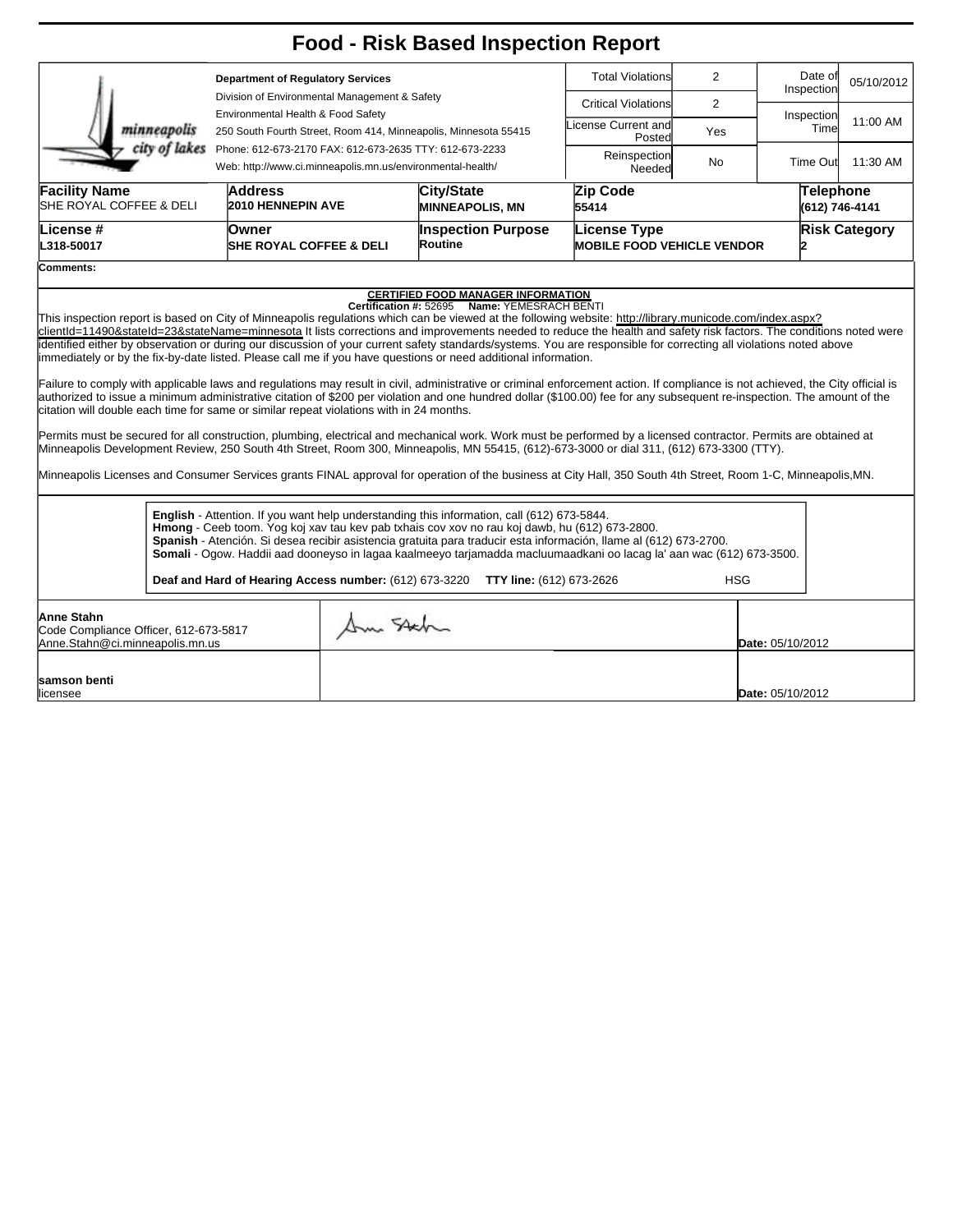# Food - Risk Based Inspection Report

| | | | | | |
|---|---|---|---|---|---|
| **Department of Regulatory Services**<br>Division of Environmental Management & Safety<br>Environmental Health & Food Safety<br>250 South Fourth Street, Room 414, Minneapolis, Minnesota 55415<br>Phone: 612-673-2170 FAX: 612-673-2635 TTY: 612-673-2233<br>Web: http://www.ci.minneapolis.mn.us/environmental-health/ | Total Violations | 2 | Date of Inspection | 05/10/2012 |
| | Critical Violations | 2 | | |
| | License Current and Posted | Yes | Inspection Time | 11:00 AM |
| | Reinspection Needed | No | Time Out | 11:30 AM |

| Facility Name | Address | City/State | Zip Code | Telephone |
|---|---|---|---|---|
| SHE ROYAL COFFEE & DELI | 2010 HENNEPIN AVE | MINNEAPOLIS, MN | 55414 | (612) 746-4141 |

| License # | Owner | Inspection Purpose | License Type | Risk Category |
|---|---|---|---|---|
| L318-50017 | SHE ROYAL COFFEE & DELI | Routine | MOBILE FOOD VEHICLE VENDOR | 2 |

**Comments:**

**CERTIFIED FOOD MANAGER INFORMATION**
**Certification #:** 52695 **Name:** YEMESRACH BENTI

This inspection report is based on City of Minneapolis regulations which can be viewed at the following website: http://library.municode.com/index.aspx?clientId=11490&stateId=23&stateName=minnesota It lists corrections and improvements needed to reduce the health and safety risk factors. The conditions noted were identified either by observation or during our discussion of your current safety standards/systems. You are responsible for correcting all violations noted above immediately or by the fix-by-date listed. Please call me if you have questions or need additional information.

Failure to comply with applicable laws and regulations may result in civil, administrative or criminal enforcement action. If compliance is not achieved, the City official is authorized to issue a minimum administrative citation of $200 per violation and one hundred dollar ($100.00) fee for any subsequent re-inspection. The amount of the citation will double each time for same or similar repeat violations with in 24 months.

Permits must be secured for all construction, plumbing, electrical and mechanical work. Work must be performed by a licensed contractor. Permits are obtained at Minneapolis Development Review, 250 South 4th Street, Room 300, Minneapolis, MN 55415, (612)-673-3000 or dial 311, (612) 673-3300 (TTY).

Minneapolis Licenses and Consumer Services grants FINAL approval for operation of the business at City Hall, 350 South 4th Street, Room 1-C, Minneapolis,MN.

**English** - Attention. If you want help understanding this information, call (612) 673-5844.
**Hmong** - Ceeb toom. Yog koj xav tau kev pab txhais cov xov no rau koj dawb, hu (612) 673-2800.
**Spanish** - Atención. Si desea recibir asistencia gratuita para traducir esta información, llame al (612) 673-2700.
**Somali** - Ogow. Haddii aad dooneyso in lagaa kaalmeeyo tarjamadda macluumaadkani oo lacag la' aan wac (612) 673-3500.

**Deaf and Hard of Hearing Access number:** (612) 673-3220 **TTY line:** (612) 673-2626 HSG

**Anne Stahn**
Code Compliance Officer, 612-673-5817
Anne.Stahn@ci.minneapolis.mn.us

**Date:** 05/10/2012

**samson benti**
licensee

**Date:** 05/10/2012